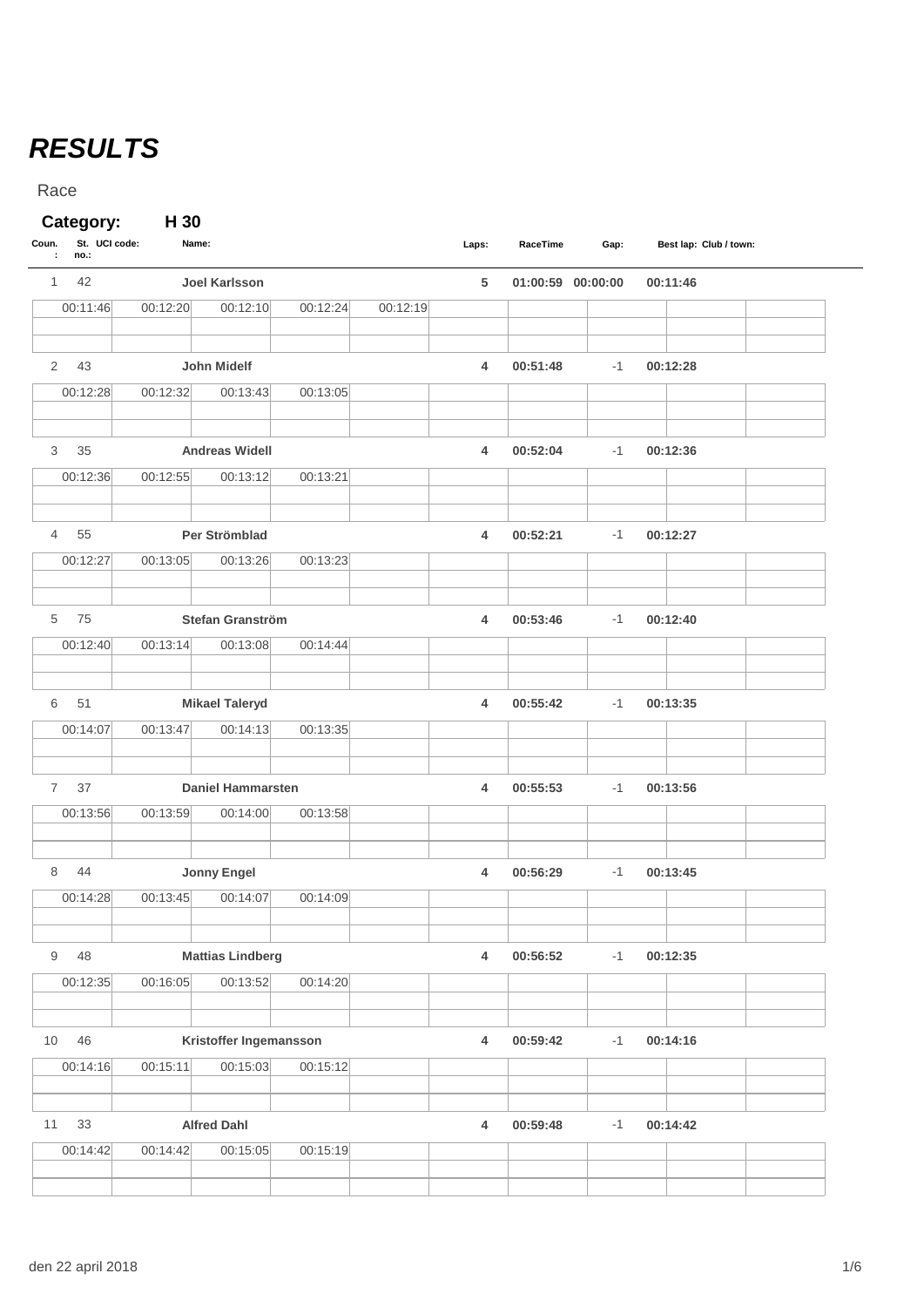# ***RESULTS***

Race

**Category:** **H 30**

| Coun.: | St. no.: | UCI code: | Name: | Laps: | RaceTime | Gap: | Best lap: | Club / town: |
|---|---|---|---|---|---|---|---|---|
| 1 | 42 | | **Joel Karlsson** | **5** | **01:00:59** | **00:00:00** | **00:11:46** | |
| 2 | 43 | | **John Midelf** | **4** | **00:51:48** | -1 | **00:12:28** | |
| 3 | 35 | | **Andreas Widell** | **4** | **00:52:04** | -1 | **00:12:36** | |
| 4 | 55 | | **Per Strömblad** | **4** | **00:52:21** | -1 | **00:12:27** | |
| 5 | 75 | | **Stefan Granström** | **4** | **00:53:46** | -1 | **00:12:40** | |
| 6 | 51 | | **Mikael Taleryd** | **4** | **00:55:42** | -1 | **00:13:35** | |
| 7 | 37 | | **Daniel Hammarsten** | **4** | **00:55:53** | -1 | **00:13:56** | |
| 8 | 44 | | **Jonny Engel** | **4** | **00:56:29** | -1 | **00:13:45** | |
| 9 | 48 | | **Mattias Lindberg** | **4** | **00:56:52** | -1 | **00:12:35** | |
| 10 | 46 | | **Kristoffer Ingemansson** | **4** | **00:59:42** | -1 | **00:14:16** | |
| 11 | 33 | | **Alfred Dahl** | **4** | **00:59:48** | -1 | **00:14:42** | |

Lap times:

| Pos. | Name | Lap 1 | Lap 2 | Lap 3 | Lap 4 | Lap 5 |
|---|---|---|---|---|---|---|
| 1 | Joel Karlsson | 00:11:46 | 00:12:20 | 00:12:10 | 00:12:24 | 00:12:19 |
| 2 | John Midelf | 00:12:28 | 00:12:32 | 00:13:43 | 00:13:05 | |
| 3 | Andreas Widell | 00:12:36 | 00:12:55 | 00:13:12 | 00:13:21 | |
| 4 | Per Strömblad | 00:12:27 | 00:13:05 | 00:13:26 | 00:13:23 | |
| 5 | Stefan Granström | 00:12:40 | 00:13:14 | 00:13:08 | 00:14:44 | |
| 6 | Mikael Taleryd | 00:14:07 | 00:13:47 | 00:14:13 | 00:13:35 | |
| 7 | Daniel Hammarsten | 00:13:56 | 00:13:59 | 00:14:00 | 00:13:58 | |
| 8 | Jonny Engel | 00:14:28 | 00:13:45 | 00:14:07 | 00:14:09 | |
| 9 | Mattias Lindberg | 00:12:35 | 00:16:05 | 00:13:52 | 00:14:20 | |
| 10 | Kristoffer Ingemansson | 00:14:16 | 00:15:11 | 00:15:03 | 00:15:12 | |
| 11 | Alfred Dahl | 00:14:42 | 00:14:42 | 00:15:05 | 00:15:19 | |

den 22 april 2018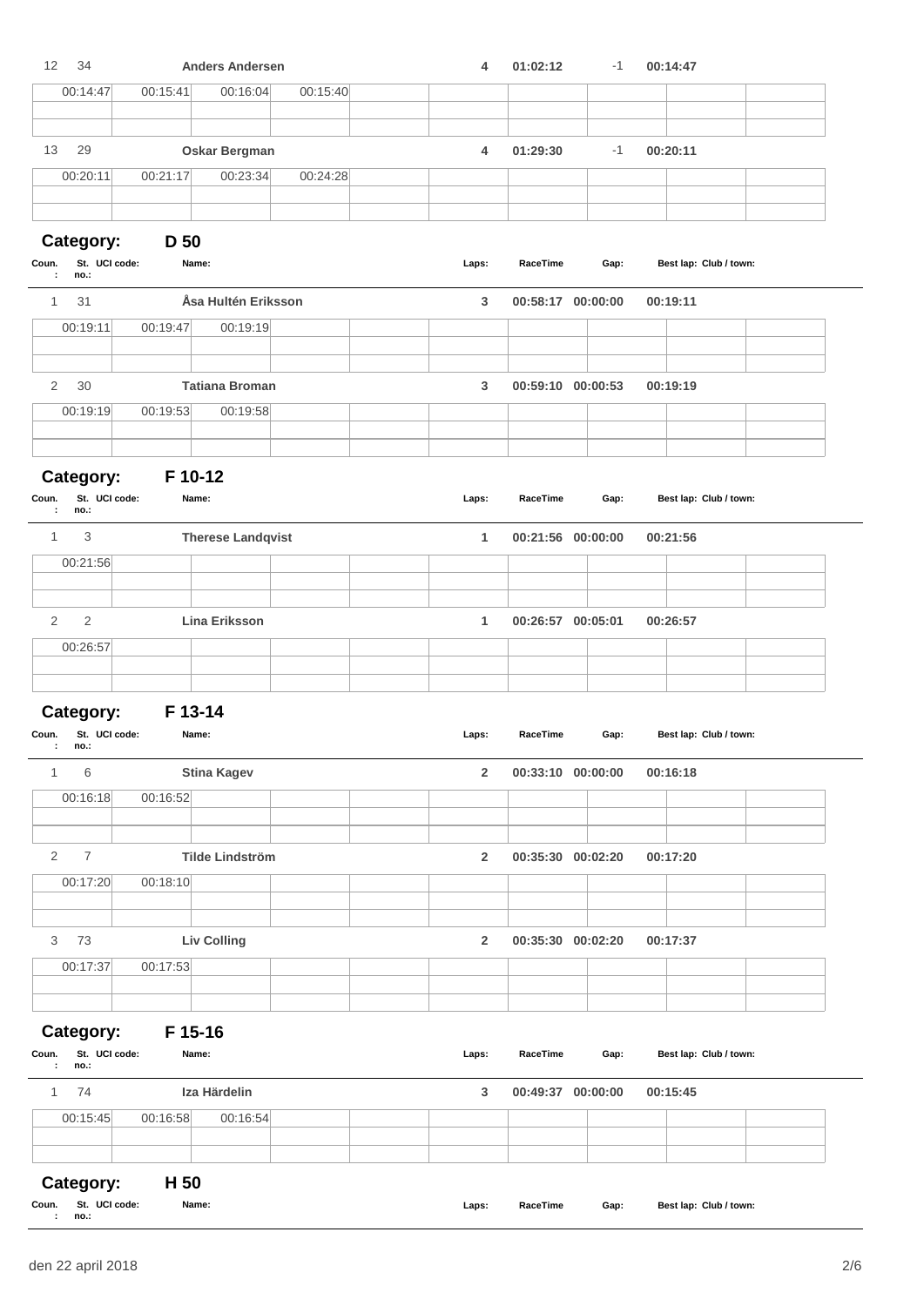| 12 | 34 | Anders Andersen | 4 | 01:02:12 | -1 | 00:14:47 |
|---|---|---|---|---|---|---|

| | | | |
|---|---|---|---|
| 00:14:47 | 00:15:41 | 00:16:04 | 00:15:40 |

| 13 | 29 | Oskar Bergman | 4 | 01:29:30 | -1 | 00:20:11 |
|---|---|---|---|---|---|---|

| | | | |
|---|---|---|---|
| 00:20:11 | 00:21:17 | 00:23:34 | 00:24:28 |

## Category: D 50

| Coun.: | St. UCI code: no.: | Name: | Laps: | RaceTime | Gap: | Best lap: Club / town: |
|---|---|---|---|---|---|---|
| 1 | 31 | Åsa Hultén Eriksson | 3 | 00:58:17 | 00:00:00 | 00:19:11 |
| | 00:19:11 | 00:19:47 | 00:19:19 | | | |
| 2 | 30 | Tatiana Broman | 3 | 00:59:10 | 00:00:53 | 00:19:19 |
| | 00:19:19 | 00:19:53 | 00:19:58 | | | |

## Category: F 10-12

| Coun.: | St. UCI code: no.: | Name: | Laps: | RaceTime | Gap: | Best lap: Club / town: |
|---|---|---|---|---|---|---|
| 1 | 3 | Therese Landqvist | 1 | 00:21:56 | 00:00:00 | 00:21:56 |
| | 00:21:56 | | | | | |
| 2 | 2 | Lina Eriksson | 1 | 00:26:57 | 00:05:01 | 00:26:57 |
| | 00:26:57 | | | | | |

## Category: F 13-14

| Coun.: | St. UCI code: no.: | Name: | Laps: | RaceTime | Gap: | Best lap: Club / town: |
|---|---|---|---|---|---|---|
| 1 | 6 | Stina Kagev | 2 | 00:33:10 | 00:00:00 | 00:16:18 |
| | 00:16:18 | 00:16:52 | | | | |
| 2 | 7 | Tilde Lindström | 2 | 00:35:30 | 00:02:20 | 00:17:20 |
| | 00:17:20 | 00:18:10 | | | | |
| 3 | 73 | Liv Colling | 2 | 00:35:30 | 00:02:20 | 00:17:37 |
| | 00:17:37 | 00:17:53 | | | | |

## Category: F 15-16

| Coun.: | St. UCI code: no.: | Name: | Laps: | RaceTime | Gap: | Best lap: Club / town: |
|---|---|---|---|---|---|---|
| 1 | 74 | Iza Härdelin | 3 | 00:49:37 | 00:00:00 | 00:15:45 |
| | 00:15:45 | 00:16:58 | 00:16:54 | | | |

## Category: H 50

| Coun.: | St. UCI code: no.: | Name: | Laps: | RaceTime | Gap: | Best lap: Club / town: |
|---|---|---|---|---|---|---|

den 22 april 2018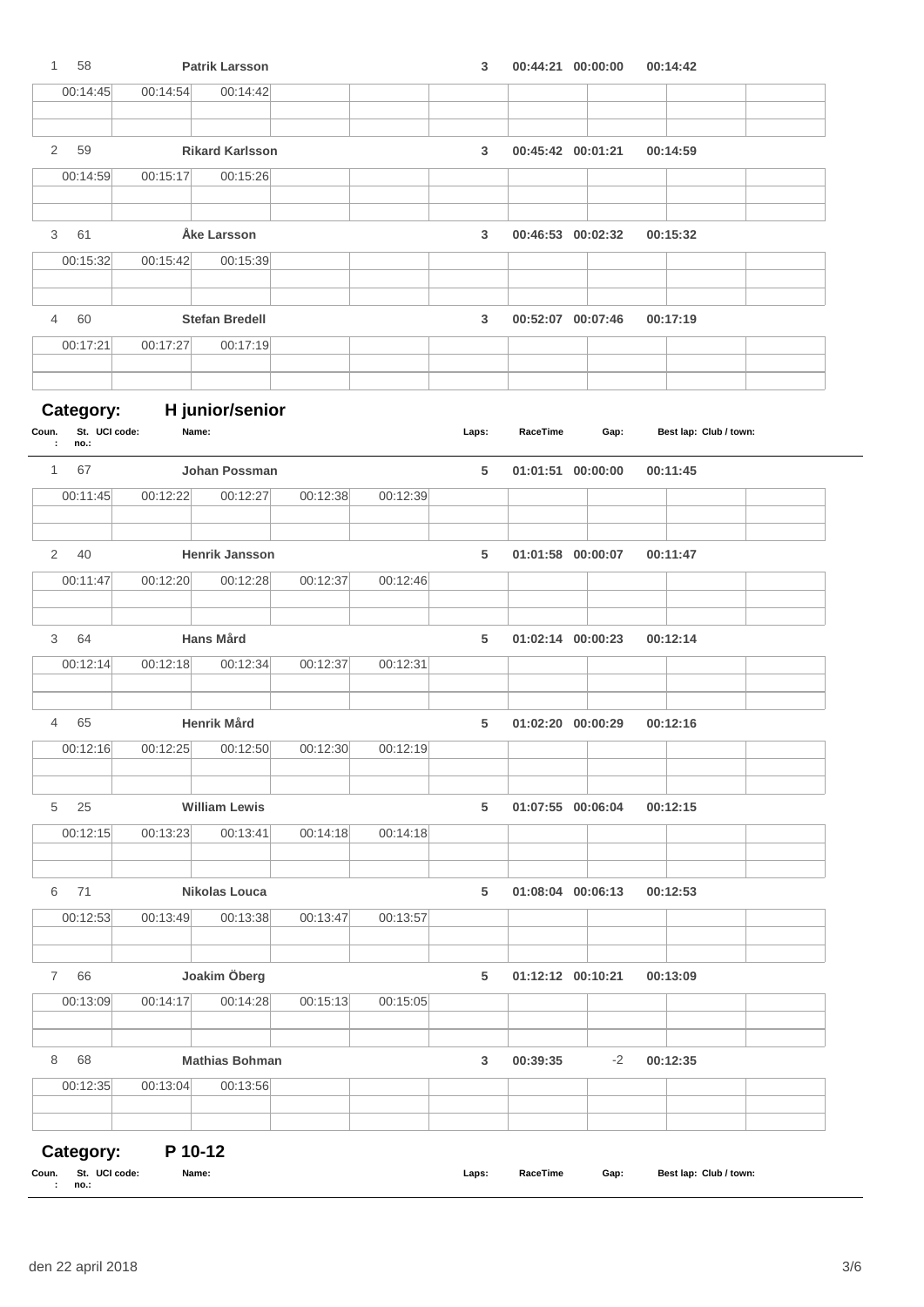| Coun.: | St. no.: | UCI code: | Name: | Laps: | RaceTime | Gap: | Best lap: | Club / town: |
|---|---|---|---|---|---|---|---|---|
| 1 | 58 | | Patrik Larsson | 3 | 00:44:21 | 00:00:00 | 00:14:42 | |

| | | | | | | | | | |
|---|---|---|---|---|---|---|---|---|---|
| 00:14:45 | 00:14:54 | 00:14:42 | | | | | | | |

| Coun.: | St. no.: | UCI code: | Name: | Laps: | RaceTime | Gap: | Best lap: | Club / town: |
|---|---|---|---|---|---|---|---|---|
| 2 | 59 | | Rikard Karlsson | 3 | 00:45:42 | 00:01:21 | 00:14:59 | |

| | | | | | | | | | |
|---|---|---|---|---|---|---|---|---|---|
| 00:14:59 | 00:15:17 | 00:15:26 | | | | | | | |

| Coun.: | St. no.: | UCI code: | Name: | Laps: | RaceTime | Gap: | Best lap: | Club / town: |
|---|---|---|---|---|---|---|---|---|
| 3 | 61 | | Åke Larsson | 3 | 00:46:53 | 00:02:32 | 00:15:32 | |

| | | | | | | | | | |
|---|---|---|---|---|---|---|---|---|---|
| 00:15:32 | 00:15:42 | 00:15:39 | | | | | | | |

| Coun.: | St. no.: | UCI code: | Name: | Laps: | RaceTime | Gap: | Best lap: | Club / town: |
|---|---|---|---|---|---|---|---|---|
| 4 | 60 | | Stefan Bredell | 3 | 00:52:07 | 00:07:46 | 00:17:19 | |

| | | | | | | | | | |
|---|---|---|---|---|---|---|---|---|---|
| 00:17:21 | 00:17:27 | 00:17:19 | | | | | | | |

## Category: H junior/senior

| Coun.: | St. no.: | UCI code: | Name: | Laps: | RaceTime | Gap: | Best lap: | Club / town: |
|---|---|---|---|---|---|---|---|---|
| 1 | 67 | | Johan Possman | 5 | 01:01:51 | 00:00:00 | 00:11:45 | |

| | | | | | | | | | |
|---|---|---|---|---|---|---|---|---|---|
| 00:11:45 | 00:12:22 | 00:12:27 | 00:12:38 | 00:12:39 | | | | | |

| Coun.: | St. no.: | UCI code: | Name: | Laps: | RaceTime | Gap: | Best lap: | Club / town: |
|---|---|---|---|---|---|---|---|---|
| 2 | 40 | | Henrik Jansson | 5 | 01:01:58 | 00:00:07 | 00:11:47 | |

| | | | | | | | | | |
|---|---|---|---|---|---|---|---|---|---|
| 00:11:47 | 00:12:20 | 00:12:28 | 00:12:37 | 00:12:46 | | | | | |

| Coun.: | St. no.: | UCI code: | Name: | Laps: | RaceTime | Gap: | Best lap: | Club / town: |
|---|---|---|---|---|---|---|---|---|
| 3 | 64 | | Hans Mård | 5 | 01:02:14 | 00:00:23 | 00:12:14 | |

| | | | | | | | | | |
|---|---|---|---|---|---|---|---|---|---|
| 00:12:14 | 00:12:18 | 00:12:34 | 00:12:37 | 00:12:31 | | | | | |

| Coun.: | St. no.: | UCI code: | Name: | Laps: | RaceTime | Gap: | Best lap: | Club / town: |
|---|---|---|---|---|---|---|---|---|
| 4 | 65 | | Henrik Mård | 5 | 01:02:20 | 00:00:29 | 00:12:16 | |

| | | | | | | | | | |
|---|---|---|---|---|---|---|---|---|---|
| 00:12:16 | 00:12:25 | 00:12:50 | 00:12:30 | 00:12:19 | | | | | |

| Coun.: | St. no.: | UCI code: | Name: | Laps: | RaceTime | Gap: | Best lap: | Club / town: |
|---|---|---|---|---|---|---|---|---|
| 5 | 25 | | William Lewis | 5 | 01:07:55 | 00:06:04 | 00:12:15 | |

| | | | | | | | | | |
|---|---|---|---|---|---|---|---|---|---|
| 00:12:15 | 00:13:23 | 00:13:41 | 00:14:18 | 00:14:18 | | | | | |

| Coun.: | St. no.: | UCI code: | Name: | Laps: | RaceTime | Gap: | Best lap: | Club / town: |
|---|---|---|---|---|---|---|---|---|
| 6 | 71 | | Nikolas Louca | 5 | 01:08:04 | 00:06:13 | 00:12:53 | |

| | | | | | | | | | |
|---|---|---|---|---|---|---|---|---|---|
| 00:12:53 | 00:13:49 | 00:13:38 | 00:13:47 | 00:13:57 | | | | | |

| Coun.: | St. no.: | UCI code: | Name: | Laps: | RaceTime | Gap: | Best lap: | Club / town: |
|---|---|---|---|---|---|---|---|---|
| 7 | 66 | | Joakim Öberg | 5 | 01:12:12 | 00:10:21 | 00:13:09 | |

| | | | | | | | | | |
|---|---|---|---|---|---|---|---|---|---|
| 00:13:09 | 00:14:17 | 00:14:28 | 00:15:13 | 00:15:05 | | | | | |

| Coun.: | St. no.: | UCI code: | Name: | Laps: | RaceTime | Gap: | Best lap: | Club / town: |
|---|---|---|---|---|---|---|---|---|
| 8 | 68 | | Mathias Bohman | 3 | 00:39:35 | -2 | 00:12:35 | |

| | | | | | | | | | |
|---|---|---|---|---|---|---|---|---|---|
| 00:12:35 | 00:13:04 | 00:13:56 | | | | | | | |

## Category: P 10-12

| Coun.: | St. no.: | UCI code: | Name: | Laps: | RaceTime | Gap: | Best lap: | Club / town: |
|---|---|---|---|---|---|---|---|---|

den 22 april 2018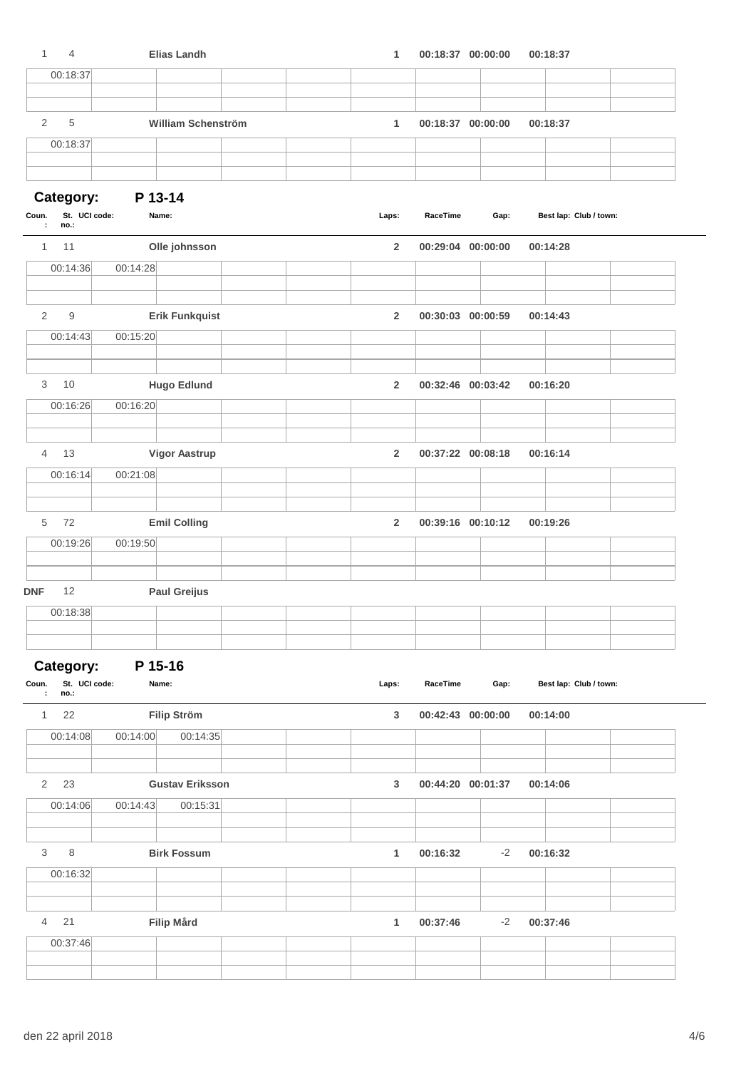| Coun.: | St. no.: | UCI code: | Name: | Laps: | RaceTime | Gap: | Best lap: | Club / town: |
|---|---|---|---|---|---|---|---|---|
| 1 | 4 | | **Elias Landh** | **1** | **00:18:37** | **00:00:00** | **00:18:37** | |

| | | | | | | | | | |
|---|---|---|---|---|---|---|---|---|---|
| 00:18:37 | | | | | | | | | |

| Coun.: | St. no.: | UCI code: | Name: | Laps: | RaceTime | Gap: | Best lap: | Club / town: |
|---|---|---|---|---|---|---|---|---|
| 2 | 5 | | **William Schenström** | **1** | **00:18:37** | **00:00:00** | **00:18:37** | |

| | | | | | | | | | |
|---|---|---|---|---|---|---|---|---|---|
| 00:18:37 | | | | | | | | | |

## Category: P 13-14

| Coun.: | St. no.: | UCI code: | Name: | Laps: | RaceTime | Gap: | Best lap: | Club / town: |
|---|---|---|---|---|---|---|---|---|
| 1 | 11 | | **Olle johnsson** | **2** | **00:29:04** | **00:00:00** | **00:14:28** | |
| | 00:14:36 | 00:14:28 | | | | | | |
| 2 | 9 | | **Erik Funkquist** | **2** | **00:30:03** | **00:00:59** | **00:14:43** | |
| | 00:14:43 | 00:15:20 | | | | | | |
| 3 | 10 | | **Hugo Edlund** | **2** | **00:32:46** | **00:03:42** | **00:16:20** | |
| | 00:16:26 | 00:16:20 | | | | | | |
| 4 | 13 | | **Vigor Aastrup** | **2** | **00:37:22** | **00:08:18** | **00:16:14** | |
| | 00:16:14 | 00:21:08 | | | | | | |
| 5 | 72 | | **Emil Colling** | **2** | **00:39:16** | **00:10:12** | **00:19:26** | |
| | 00:19:26 | 00:19:50 | | | | | | |
| **DNF** | 12 | | **Paul Greijus** | | | | | |
| | 00:18:38 | | | | | | | |

## Category: P 15-16

| Coun.: | St. no.: | UCI code: | Name: | Laps: | RaceTime | Gap: | Best lap: | Club / town: |
|---|---|---|---|---|---|---|---|---|
| 1 | 22 | | **Filip Ström** | **3** | **00:42:43** | **00:00:00** | **00:14:00** | |
| | 00:14:08 | 00:14:00 | 00:14:35 | | | | | |
| 2 | 23 | | **Gustav Eriksson** | **3** | **00:44:20** | **00:01:37** | **00:14:06** | |
| | 00:14:06 | 00:14:43 | 00:15:31 | | | | | |
| 3 | 8 | | **Birk Fossum** | **1** | **00:16:32** | -2 | **00:16:32** | |
| | 00:16:32 | | | | | | | |
| 4 | 21 | | **Filip Mård** | **1** | **00:37:46** | -2 | **00:37:46** | |
| | 00:37:46 | | | | | | | |

den 22 april 2018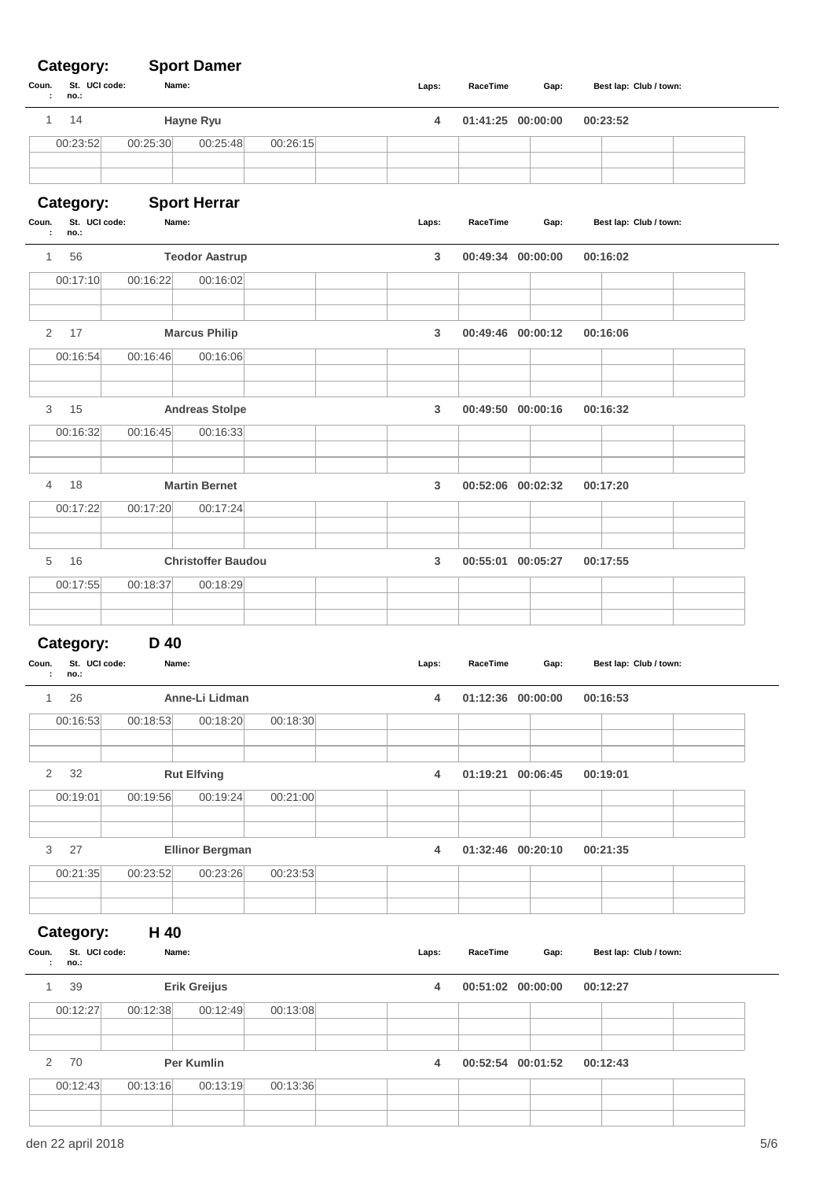## Category: Sport Damer

| Coun.: | St. no.: | UCI code: | Name: | Laps: | RaceTime | Gap: | Best lap: | Club / town: |
|---|---|---|---|---|---|---|---|---|
| 1 | 14 | | Hayne Ryu | 4 | 01:41:25 | 00:00:00 | 00:23:52 | |

| Lap 1 | Lap 2 | Lap 3 | Lap 4 |
|---|---|---|---|
| 00:23:52 | 00:25:30 | 00:25:48 | 00:26:15 |

## Category: Sport Herrar

| Coun.: | St. no.: | UCI code: | Name: | Laps: | RaceTime | Gap: | Best lap: | Club / town: |
|---|---|---|---|---|---|---|---|---|
| 1 | 56 | | Teodor Aastrup | 3 | 00:49:34 | 00:00:00 | 00:16:02 | |
| 2 | 17 | | Marcus Philip | 3 | 00:49:46 | 00:00:12 | 00:16:06 | |
| 3 | 15 | | Andreas Stolpe | 3 | 00:49:50 | 00:00:16 | 00:16:32 | |
| 4 | 18 | | Martin Bernet | 3 | 00:52:06 | 00:02:32 | 00:17:20 | |
| 5 | 16 | | Christoffer Baudou | 3 | 00:55:01 | 00:05:27 | 00:17:55 | |

| Name | Lap 1 | Lap 2 | Lap 3 |
|---|---|---|---|
| Teodor Aastrup | 00:17:10 | 00:16:22 | 00:16:02 |
| Marcus Philip | 00:16:54 | 00:16:46 | 00:16:06 |
| Andreas Stolpe | 00:16:32 | 00:16:45 | 00:16:33 |
| Martin Bernet | 00:17:22 | 00:17:20 | 00:17:24 |
| Christoffer Baudou | 00:17:55 | 00:18:37 | 00:18:29 |

## Category: D 40

| Coun.: | St. no.: | UCI code: | Name: | Laps: | RaceTime | Gap: | Best lap: | Club / town: |
|---|---|---|---|---|---|---|---|---|
| 1 | 26 | | Anne-Li Lidman | 4 | 01:12:36 | 00:00:00 | 00:16:53 | |
| 2 | 32 | | Rut Elfving | 4 | 01:19:21 | 00:06:45 | 00:19:01 | |
| 3 | 27 | | Ellinor Bergman | 4 | 01:32:46 | 00:20:10 | 00:21:35 | |

| Name | Lap 1 | Lap 2 | Lap 3 | Lap 4 |
|---|---|---|---|---|
| Anne-Li Lidman | 00:16:53 | 00:18:53 | 00:18:20 | 00:18:30 |
| Rut Elfving | 00:19:01 | 00:19:56 | 00:19:24 | 00:21:00 |
| Ellinor Bergman | 00:21:35 | 00:23:52 | 00:23:26 | 00:23:53 |

## Category: H 40

| Coun.: | St. no.: | UCI code: | Name: | Laps: | RaceTime | Gap: | Best lap: | Club / town: |
|---|---|---|---|---|---|---|---|---|
| 1 | 39 | | Erik Greijus | 4 | 00:51:02 | 00:00:00 | 00:12:27 | |
| 2 | 70 | | Per Kumlin | 4 | 00:52:54 | 00:01:52 | 00:12:43 | |

| Name | Lap 1 | Lap 2 | Lap 3 | Lap 4 |
|---|---|---|---|---|
| Erik Greijus | 00:12:27 | 00:12:38 | 00:12:49 | 00:13:08 |
| Per Kumlin | 00:12:43 | 00:13:16 | 00:13:19 | 00:13:36 |

den 22 april 2018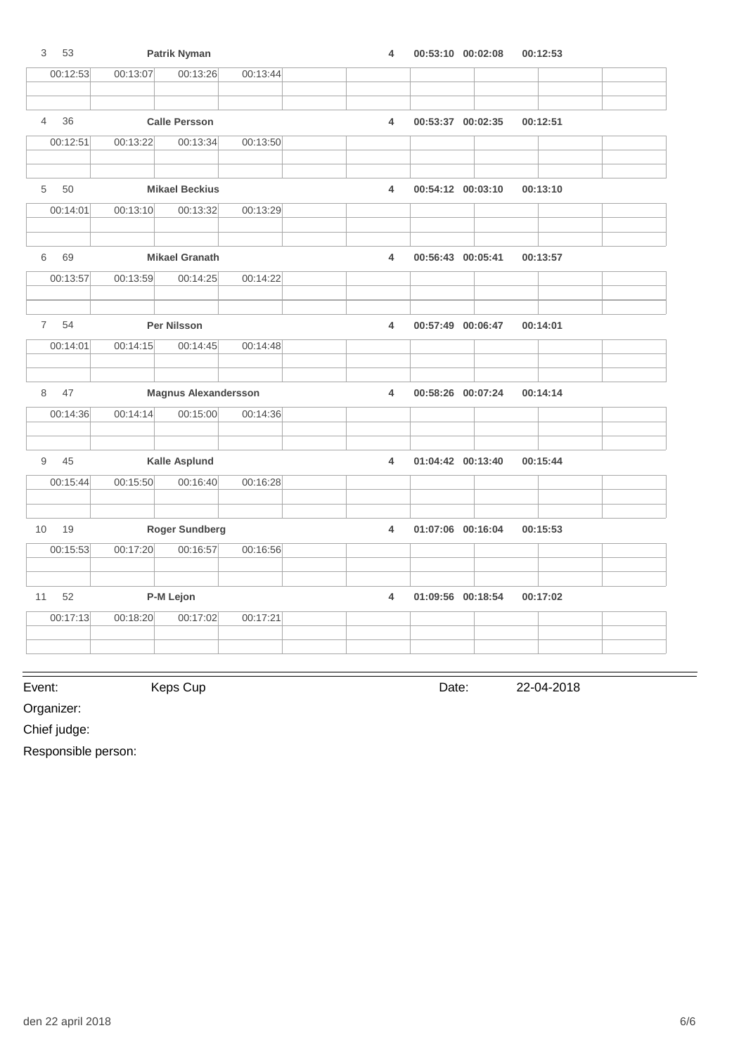| | | | | | | | |
|---|---|---|---|---|---|---|---|
| 3 | 53 | **Patrik Nyman** | | **4** | **00:53:10** | **00:02:08** | **00:12:53** |
| 00:12:53 | 00:13:07 | 00:13:26 | 00:13:44 | | | | |
| 4 | 36 | **Calle Persson** | | **4** | **00:53:37** | **00:02:35** | **00:12:51** |
| 00:12:51 | 00:13:22 | 00:13:34 | 00:13:50 | | | | |
| 5 | 50 | **Mikael Beckius** | | **4** | **00:54:12** | **00:03:10** | **00:13:10** |
| 00:14:01 | 00:13:10 | 00:13:32 | 00:13:29 | | | | |
| 6 | 69 | **Mikael Granath** | | **4** | **00:56:43** | **00:05:41** | **00:13:57** |
| 00:13:57 | 00:13:59 | 00:14:25 | 00:14:22 | | | | |
| 7 | 54 | **Per Nilsson** | | **4** | **00:57:49** | **00:06:47** | **00:14:01** |
| 00:14:01 | 00:14:15 | 00:14:45 | 00:14:48 | | | | |
| 8 | 47 | **Magnus Alexandersson** | | **4** | **00:58:26** | **00:07:24** | **00:14:14** |
| 00:14:36 | 00:14:14 | 00:15:00 | 00:14:36 | | | | |
| 9 | 45 | **Kalle Asplund** | | **4** | **01:04:42** | **00:13:40** | **00:15:44** |
| 00:15:44 | 00:15:50 | 00:16:40 | 00:16:28 | | | | |
| 10 | 19 | **Roger Sundberg** | | **4** | **01:07:06** | **00:16:04** | **00:15:53** |
| 00:15:53 | 00:17:20 | 00:16:57 | 00:16:56 | | | | |
| 11 | 52 | **P-M Lejon** | | **4** | **01:09:56** | **00:18:54** | **00:17:02** |
| 00:17:13 | 00:18:20 | 00:17:02 | 00:17:21 | | | | |

Event: Keps Cup

Date: 22-04-2018

Organizer:

Chief judge:

Responsible person:

den 22 april 2018